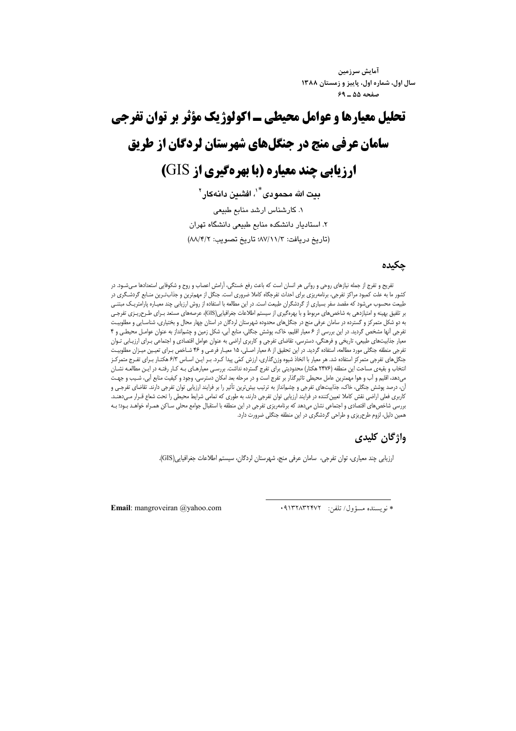# تحلیل معیارها و عوامل محیطی ـ اکولوژیک مؤثر بر توان تفرجی سامان عرفی منج در جنگل‌های شهرستان لردگان از طریق ارزیابی چند معیاره (با بهره‌گیری از GIS)

**بیت الله محمودی*[1]، افشین دانه‌کار[2]**

۱. کارشناس ارشد منابع طبیعی

۲. استادیار دانشکده منابع طبیعی دانشگاه تهران

(تاریخ دریافت: ۸۷/۱۱/۳؛ تاریخ تصویب: ۸۸/۴/۲)

## چکیده

تفریح و تفرج از جمله نیازهای روحی و روانی هر انسان است که باعث رفع خستگی، آرامش اعصاب و روح و شکوفایی استعدادها می‌شود. در کشور ما به علت کمبود مراکز تفرجی، برنامه‌ریزی برای احداث تفرجگاه کاملا ضروری است. جنگل از مهم‌ترین و جذاب‌ترین منابع گردشگری در طبیعت محسوب می‌شود که مقصد سفر بسیاری از گردشگران طبیعت است. در این مطالعه با استفاده از روش ارزیابی چند معیاره پارامتریک مبتنی بر تلفیق بهینه و امتیازدهی به شاخص‌های مربوط و با بهره‌گیری از سیستم اطلاعات جغرافیایی(GIS)، عرصه‌های مستعد برای طرح‌ریزی تفرجی به دو شکل متمرکز و گسترده در سامان عرفی منج در جنگل‌های محدوده شهرستان لردگان در استان چهار محال و بختیاری، شناسایی و مطلوبیت تفرجی آنها مشخص گردید. در این بررسی از ۶ معیار اقلیم، خاک، پوشش جنگلی، منابع آبی، شکل زمین و چشم‌انداز به عنوان عوامل محیطی و ۴ معیار جذابیت‌های طبیعی، تاریخی و فرهنگی، دسترسی، تقاضای تفرجی و کاربری اراضی به عنوان عوامل اقتصادی و اجتماعی برای ارزیابی توان تفرجی منطقه جنگلی مورد مطالعه، استفاده گردید. در این تحقیق از ۸ معیار اصلی، ۱۵ معیار فرعی و ۴۶ شاخص برای تعیین میزان مطلوبیت جنگل‌های تفرجی متمرکز استفاده شد. هر معیار با اتخاذ شیوه وزن‌گذاری، ارزش کمّی پیدا کرد. بر این اساس ۶/۳ هکتار برای تفرج متمرکز انتخاب و بقیه‌ی مساحت این منطقه (۲۴۷۶ هکتار) محدودیتی برای تفرج گسترده نداشت. بررسی معیارهای به کار رفته در این مطالعه نشان می‌دهد، اقلیم و آب و هوا مهمترین عامل محیطی تاثیرگذار بر تفرج است و در مرحله بعد امکان دسترسی، وجود و کیفیت منابع آبی، شیب و جهت آن، درصد پوشش جنگلی، خاک، جذابیت‌های تفرجی و چشم‌انداز به ترتیب بیش‌ترین تأثیر را بر فرایند ارزیابی توان تفرجی دارند. تقاضای تفرجی و کاربری فعلی اراضی نقش کاملا تعیین‌کننده در فرایند ارزیابی توان تفرجی دارند، به طوری که تمامی شرایط محیطی را تحت شعاع قرار می‌دهند. بررسی شاخص‌های اقتصادی و اجتماعی نشان می‌دهد که برنامه‌ریزی تفرجی در این منطقه با استقبال جوامع محلی ساکن همراه خواهد بود؛ به همین دلیل، لزوم طرح‌ریزی و طراحی گردشگری در این منطقه جنگلی ضرورت دارد.

## واژگان کلیدی

ارزیابی چند معیاری، توان تفرجی، سامان عرفی منج، شهرستان لردگان، سیستم اطلاعات جغرافیایی(GIS).

---

* نویسنده مسؤول/ تلفن: ۰۹۱۳۲۸۳۲۴۷۲

**Email**: mangroveiran @yahoo.com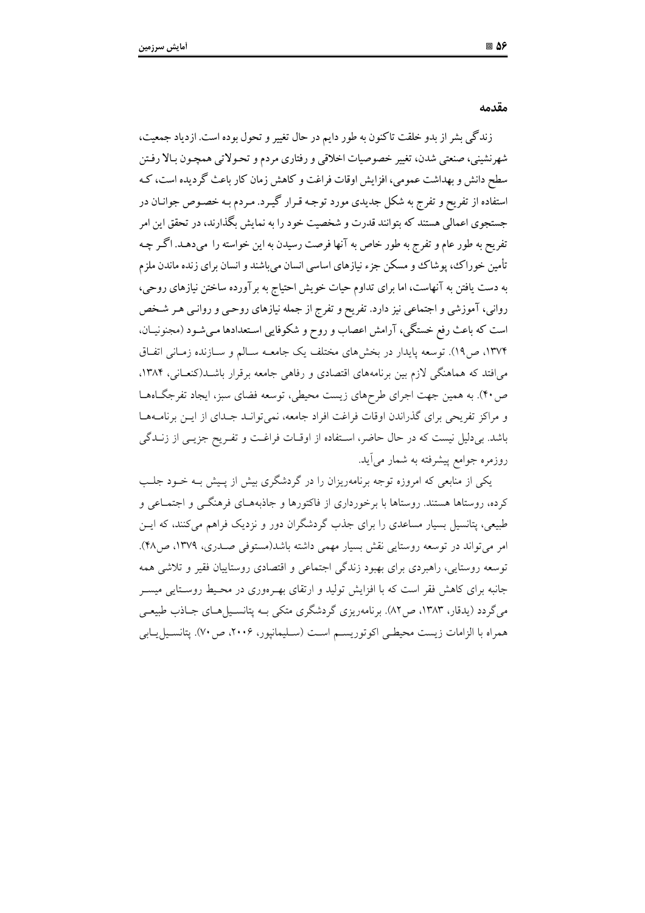## مقدمه

زندگی بشر از بدو خلقت تاکنون به طور دایم در حال تغییر و تحول بوده است. ازدیاد جمعیت، شهرنشینی، صنعتی شدن، تغییر خصوصیات اخلاقی و رفتاری مردم و تحولاتی همچون بالا رفتن سطح دانش و بهداشت عمومی، افزایش اوقات فراغت و کاهش زمان کار باعث گردیده است، که استفاده از تفریح و تفرج به شکل جدیدی مورد توجه قرار گیرد. مردم به خصوص جوانان در جستجوی اعمالی هستند که بتوانند قدرت و شخصیت خود را به نمایش بگذارند، در تحقق این امر تفریح به طور عام و تفرج به طور خاص به آنها فرصت رسیدن به این خواسته را می‌دهد. اگر چه تأمین خوراک، پوشاک و مسکن جزء نیازهای اساسی انسان می‌باشند و انسان برای زنده ماندن ملزم به دست یافتن به آنهاست، اما برای تداوم حیات خویش احتیاج به برآورده ساختن نیازهای روحی، روانی، آموزشی و اجتماعی نیز دارد. تفریح و تفرج از جمله نیازهای روحی و روانی هر شخص است که باعث رفع خستگی، آرامش اعصاب و روح و شکوفایی استعدادها می‌شود (مجنونیان، ۱۳۷۴، ص۱۹). توسعه پایدار در بخش‌های مختلف یک جامعه سالم و سازنده زمانی اتفاق می‌افتد که هماهنگی لازم بین برنامه‌های اقتصادی و رفاهی جامعه برقرار باشد(کنعانی، ۱۳۸۴، ص۴۰). به همین جهت اجرای طرح‌های زیست محیطی، توسعه فضای سبز، ایجاد تفرجگاه‌ها و مراکز تفریحی برای گذراندن اوقات فراغت افراد جامعه، نمی‌تواند جدای از این برنامه‌ها باشد. بی‌دلیل نیست که در حال حاضر، استفاده از اوقات فراغت و تفریح جزیی از زندگی روزمره جوامع پیشرفته به شمار می‌آید.

یکی از منابعی که امروزه توجه برنامه‌ریزان را در گردشگری بیش از پیش به خود جلب کرده، روستاها هستند. روستاها با برخورداری از فاکتورها و جاذبه‌های فرهنگی و اجتماعی و طبیعی، پتانسیل بسیار مساعدی را برای جذب گردشگران دور و نزدیک فراهم می‌کنند، که این امر می‌تواند در توسعه روستایی نقش بسیار مهمی داشته باشد(مستوفی صدری، ۱۳۷۹، ص۴۸). توسعه روستایی، راهبردی برای بهبود زندگی اجتماعی و اقتصادی روستاییان فقیر و تلاشی همه جانبه برای کاهش فقر است که با افزایش تولید و ارتقای بهره‌وری در محیط روستایی میسر می‌گردد (یدقار، ۱۳۸۳، ص۸۲). برنامه‌ریزی گردشگری متکی به پتانسیل‌های جاذب طبیعی همراه با الزامات زیست محیطی اکوتوریسم است (سلیمانپور، ۲۰۰۶، ص۷۰). پتانسیل‌یابی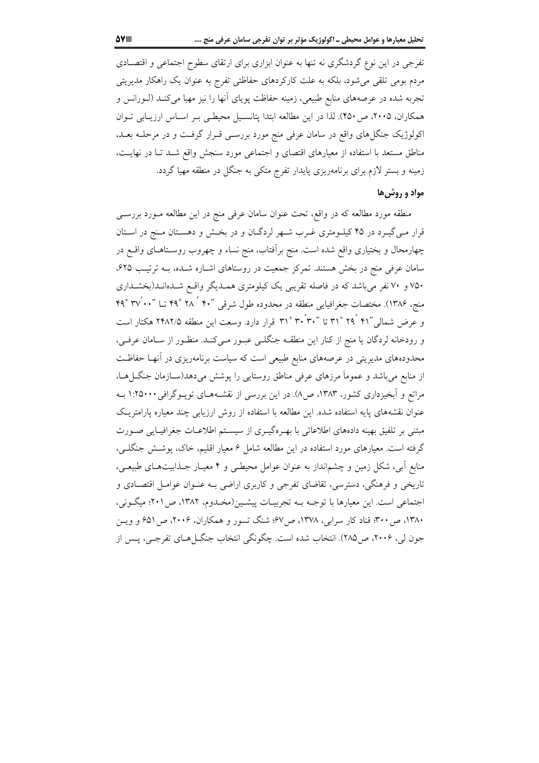تفرجی در این نوع گردشگری نه تنها به عنوان ابزاری برای ارتقای سطوح اجتماعی و اقتصادی مردم بومی تلقی می‌شود، بلکه به علت کارکردهای حفاظتی تفرج به عنوان یک راهکار مدیریتی تجربه شده در عرصه‌های منابع طبیعی، زمینه حفاظت پویای آنها را نیز مهیا می‌کند (لورانس و همکاران، ۲۰۰۵، ص۴۵۰). لذا در این مطالعه ابتدا پتانسیل محیطی بر اساس ارزیابی توان اکولوژیک جنگل‌های واقع در سامان عرفی منج مورد بررسی قرار گرفت و در مرحله بعد، مناطق مستعد با استفاده از معیارهای اقتصای و اجتماعی مورد سنجش واقع شد تا در نهایت، زمینه و بستر لازم برای برنامه‌ریزی پایدار تفرج متکی به جنگل در منطقه مهیا گردد.

## مواد و روش‌ها

منطقه مورد مطالعه که در واقع، تحت عنوان سامان عرفی منج در این مطالعه مورد بررسی قرار می‌گیرد در ۴۵ کیلومتری غرب شهر لردگان و در بخش و دهستان منج در استان چهارمحال و بختیاری واقع شده است. منج برآفتاب، منج نساء و چهروب روستاهای واقع در سامان عرفی منج در بخش هستند. تمرکز جمعیت در روستاهای اشاره شده، به ترتیب ۶۲۵، ۷۵۰ و ۷۰ نفر می‌باشد که در فاصله تقریبی یک کیلومتری همدیگر واقع شده‌اند(بخشداری منج، ۱۳۸۶). مختصات جغرافیایی منطقه در محدوده طول شرقی ″۴۰ ′۲۸ °۴۹ تا ″۰۰ ′۳۷ °۴۹ و عرض شمالی″۴۱ ′۲۹ °۳۱ تا ″۳۰ ′۳۰ °۳۱ قرار دارد. وسعت این منطقه ۲۴۸۲/۵ هکتار است و رودخانه لردگان یا منج از کنار این منطقه جنگلی عبور می‌کند. منظور از سامان عرفی، محدوده‌های مدیریتی در عرصه‌های منابع طبیعی است که سیاست برنامه‌ریزی در آنها حفاظت از منابع می‌باشد و عموماً مرزهای عرفی مناطق روستایی را پوشش می‌دهد(سازمان جنگل‌ها، مراتع و آبخیزداری کشور، ۱۳۸۳، ص۸). در این بررسی از نقشه‌های توپوگرافی ۱:۲۵۰۰۰ به عنوان نقشه‌های پایه استفاده شده. این مطالعه با استفاده از روش ارزیابی چند معیاره پارامتریک مبتنی بر تلفیق بهینه داده‌های اطلاعاتی با بهره‌گیری از سیستم اطلاعات جغرافیایی صورت گرفته است. معیارهای مورد استفاده در این مطالعه شامل ۶ معیار اقلیم، خاک، پوشش جنگلی، منابع آبی، شکل زمین و چشم‌انداز به عنوان عوامل محیطی و ۴ معیار جذابیت‌های طبیعی، تاریخی و فرهنگی، دسترسی، تقاضای تفرجی و کاربری اراضی به عنوان عوامل اقتصادی و اجتماعی است. این معیارها با توجه به تجربیات پیشین(مخدوم، ۱۳۸۲، ص۲۰۱؛ میگونی، ۱۳۸۰، ص۳۰۰؛ قناد کار سرابی، ۱۳۷۸، ص۶۷؛ شنگ تسور و همکاران، ۲۰۰۶، ص۶۵۱ و وین جون لی، ۲۰۰۶، ص۲۸۵). انتخاب شده است. چگونگی انتخاب جنگل‌های تفرجی، پس از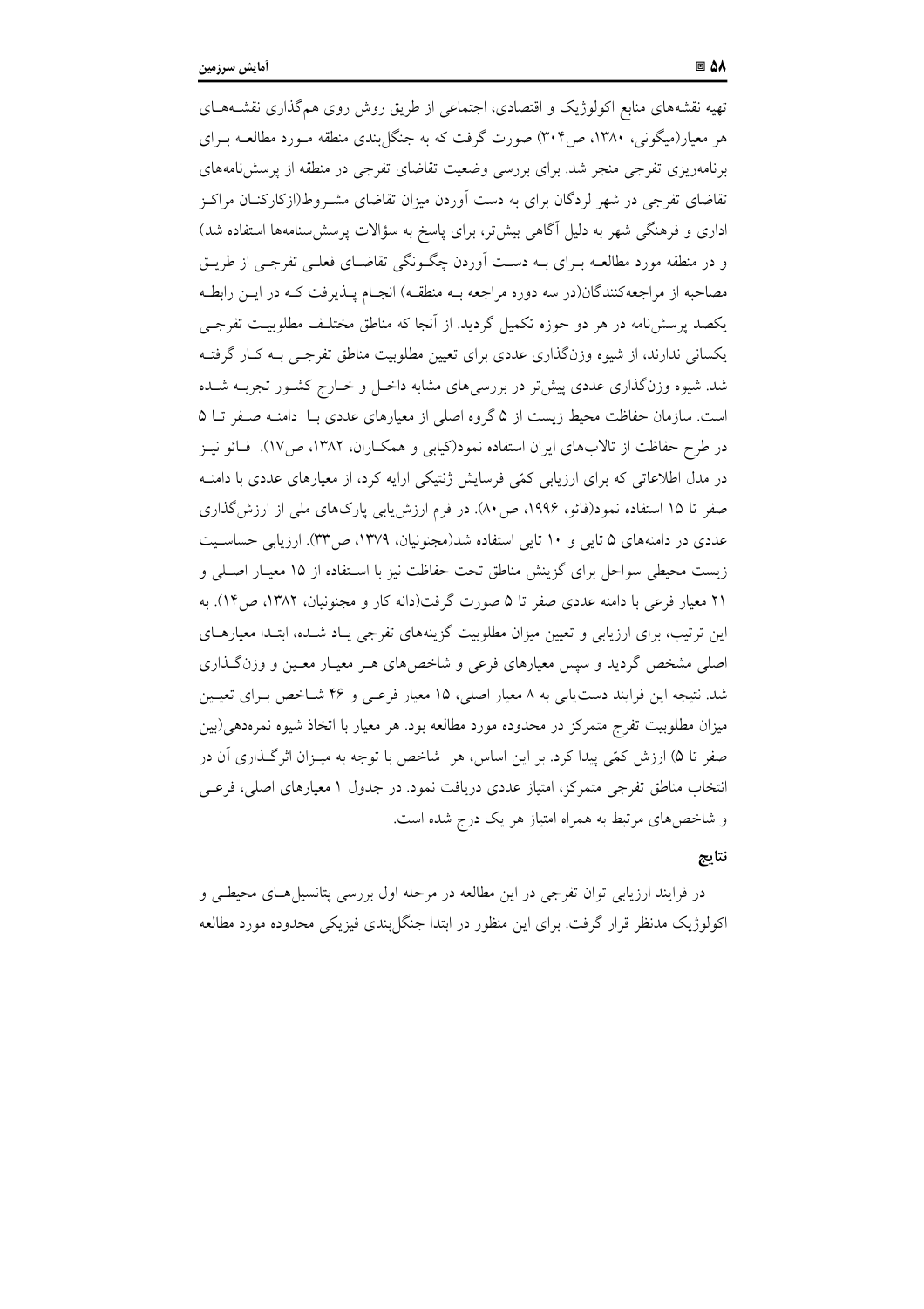تهیه نقشه‌های منابع اکولوژیک و اقتصادی، اجتماعی از طریق روش روی هم‌گذاری نقشه‌های هر معیار(میگونی، ۱۳۸۰، ص۳۰۴) صورت گرفت که به جنگل‌بندی منطقه مورد مطالعه برای برنامه‌ریزی تفرجی منجر شد. برای بررسی وضعیت تقاضای تفرجی در منطقه از پرسش‌نامه‌های تقاضای تفرجی در شهر لردگان برای به دست آوردن میزان تقاضای مشروط(ازکارکنان مراکز اداری و فرهنگی شهر به دلیل آگاهی بیش‌تر، برای پاسخ به سؤالات پرسش‌سنامه‌ها استفاده شد) و در منطقه مورد مطالعه برای به دست آوردن چگونگی تقاضای فعلی تفرجی از طریق مصاحبه از مراجعه‌کنندگان(در سه دوره مراجعه به منطقه) انجام پذیرفت که در این رابطه یکصد پرسش‌نامه در هر دو حوزه تکمیل گردید. از آنجا که مناطق مختلف مطلوبیت تفرجی یکسانی ندارند، از شیوه وزن‌گذاری عددی برای تعیین مطلوبیت مناطق تفرجی به کار گرفته شد. شیوه وزن‌گذاری عددی پیش‌تر در بررسی‌های مشابه داخل و خارج کشور تجربه شده است. سازمان حفاظت محیط زیست از ۵ گروه اصلی از معیارهای عددی با دامنه صفر تا ۵ در طرح حفاظت از تالاب‌های ایران استفاده نمود(کیابی و همکاران، ۱۳۸۲، ص۱۷). فائو نیز در مدل اطلاعاتی که برای ارزیابی کمّی فرسایش ژنتیکی ارایه کرد، از معیارهای عددی با دامنه صفر تا ۱۵ استفاده نمود(فائو، ۱۹۹۶، ص۸۰). در فرم ارزش‌یابی پارک‌های ملی از ارزش‌گذاری عددی در دامنه‌های ۵ تایی و ۱۰ تایی استفاده شد(مجنونیان، ۱۳۷۹، ص۳۳). ارزیابی حساسیت زیست محیطی سواحل برای گزینش مناطق تحت حفاظت نیز با استفاده از ۱۵ معیار اصلی و ۲۱ معیار فرعی با دامنه عددی صفر تا ۵ صورت گرفت(دانه کار و مجنونیان، ۱۳۸۲، ص۱۴). به این ترتیب، برای ارزیابی و تعیین میزان مطلوبیت گزینه‌های تفرجی یاد شده، ابتدا معیارهای اصلی مشخص گردید و سپس معیارهای فرعی و شاخص‌های هر معیار معین و وزن‌گذاری شد. نتیجه این فرایند دست‌یابی به ۸ معیار اصلی، ۱۵ معیار فرعی و ۴۶ شاخص برای تعیین میزان مطلوبیت تفرج متمرکز در محدوده مورد مطالعه بود. هر معیار با اتخاذ شیوه نمره‌دهی(بین صفر تا ۵) ارزش کمّی پیدا کرد. بر این اساس، هر شاخص با توجه به میزان اثرگذاری آن در انتخاب مناطق تفرجی متمرکز، امتیاز عددی دریافت نمود. در جدول ۱ معیارهای اصلی، فرعی و شاخص‌های مرتبط به همراه امتیاز هر یک درج شده است.

## نتایج

در فرایند ارزیابی توان تفرجی در این مطالعه در مرحله اول بررسی پتانسیل‌های محیطی و اکولوژیک مدنظر قرار گرفت. برای این منظور در ابتدا جنگل‌بندی فیزیکی محدوده مورد مطالعه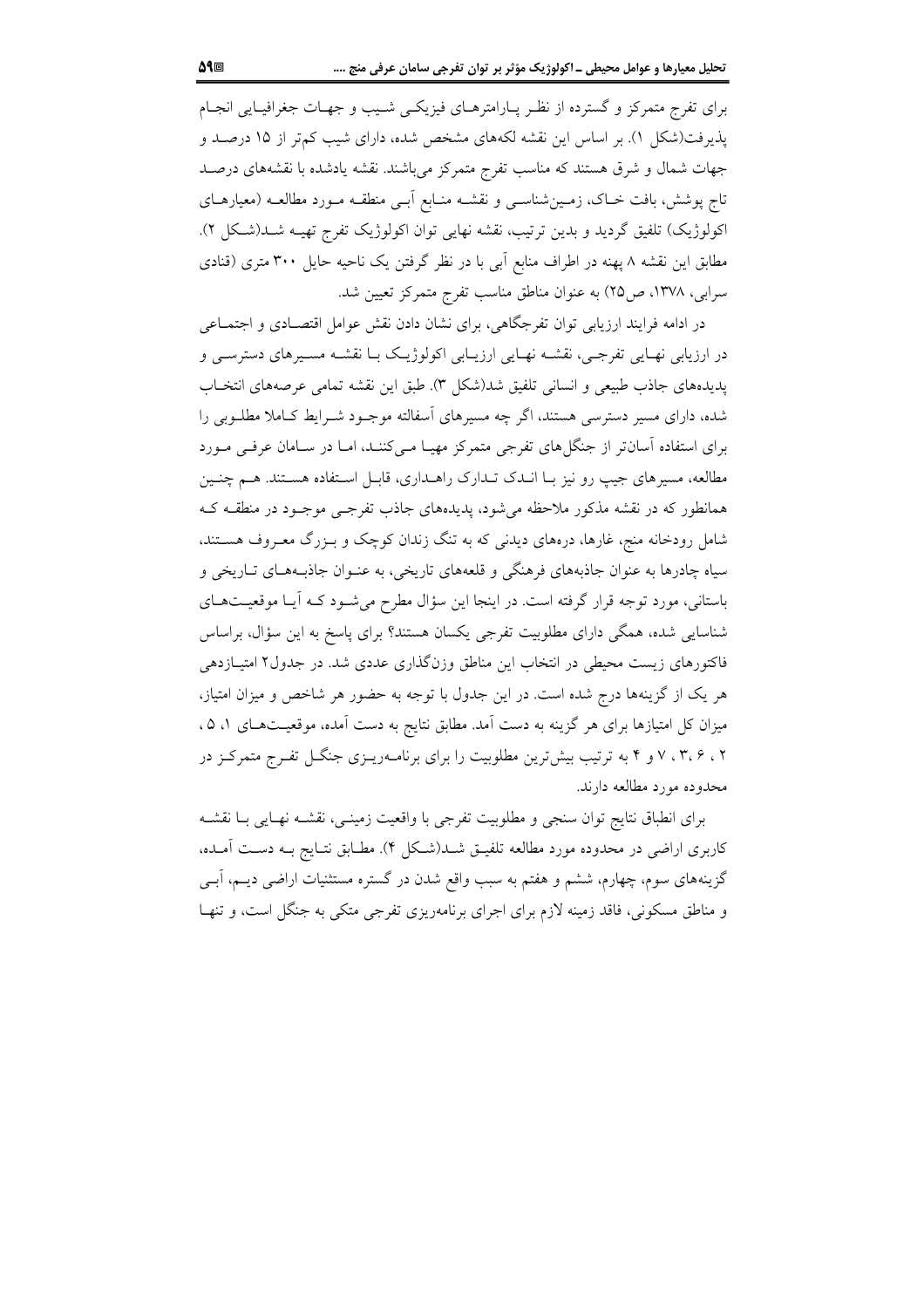برای تفرج متمرکز و گسترده از نظر پارامترهای فیزیکی شیب و جهات جغرافیایی انجام پذیرفت(شکل ۱). بر اساس این نقشه لکه‌های مشخص شده، دارای شیب کم‌تر از ۱۵ درصد و جهات شمال و شرق هستند که مناسب تفرج متمرکز می‌باشند. نقشه یادشده با نقشه‌های درصد تاج پوشش، بافت خاک، زمین‌شناسی و نقشه منابع آبی منطقه مورد مطالعه (معیارهای اکولوژیک) تلفیق گردید و بدین ترتیب، نقشه نهایی توان اکولوژیک تفرج تهیه شد(شکل ۲). مطابق این نقشه ۸ پهنه در اطراف منابع آبی با در نظر گرفتن یک ناحیه حایل ۳۰۰ متری (قنادی سرابی، ۱۳۷۸، ص۲۵) به عنوان مناطق مناسب تفرج متمرکز تعیین شد.

در ادامه فرایند ارزیابی توان تفرجگاهی، برای نشان دادن نقش عوامل اقتصادی و اجتماعی در ارزیابی نهایی تفرجی، نقشه نهایی ارزیابی اکولوژیک با نقشه مسیرهای دسترسی و پدیده‌های جاذب طبیعی و انسانی تلفیق شد(شکل ۳). طبق این نقشه تمامی عرصه‌های انتخاب شده، دارای مسیر دسترسی هستند، اگر چه مسیرهای آسفالته موجود شرایط کاملا مطلوبی را برای استفاده آسان‌تر از جنگل‌های تفرجی متمرکز مهیا می‌کنند، اما در سامان عرفی مورد مطالعه، مسیرهای جیپ رو نیز با اندک تدارک راهداری، قابل استفاده هستند. هم چنین همانطور که در نقشه مذکور ملاحظه می‌شود، پدیده‌های جاذب تفرجی موجود در منطقه که شامل رودخانه منج، غارها، دره‌های دیدنی که به تنگ زندان کوچک و بزرگ معروف هستند، سیاه چادرها به عنوان جاذبه‌های فرهنگی و قلعه‌های تاریخی، به عنوان جاذبه‌های تاریخی و باستانی، مورد توجه قرار گرفته است. در اینجا این سؤال مطرح می‌شود که آیا موقعیت‌های شناسایی شده، همگی دارای مطلوبیت تفرجی یکسان هستند؟ برای پاسخ به این سؤال، براساس فاکتورهای زیست محیطی در انتخاب این مناطق وزن‌گذاری عددی شد. در جدول۲ امتیازدهی هر یک از گزینه‌ها درج شده است. در این جدول با توجه به حضور هر شاخص و میزان امتیاز، میزان کل امتیازها برای هر گزینه به دست آمد. مطابق نتایج به دست آمده، موقعیت‌های ۱، ۵ ، ۲ ، ۳، ۶ ، ۷ و ۴ به ترتیب بیش‌ترین مطلوبیت را برای برنامه‌ریزی جنگل تفرج متمرکز در محدوده مورد مطالعه دارند.

برای انطباق نتایج توان سنجی و مطلوبیت تفرجی با واقعیت زمینی، نقشه نهایی با نقشه کاربری اراضی در محدوده مورد مطالعه تلفیق شد(شکل ۴). مطابق نتایج به دست آمده، گزینه‌های سوم، چهارم، ششم و هفتم به سبب واقع شدن در گستره مستثنیات اراضی دیم، آبی و مناطق مسکونی، فاقد زمینه لازم برای اجرای برنامه‌ریزی تفرجی متکی به جنگل است، و تنها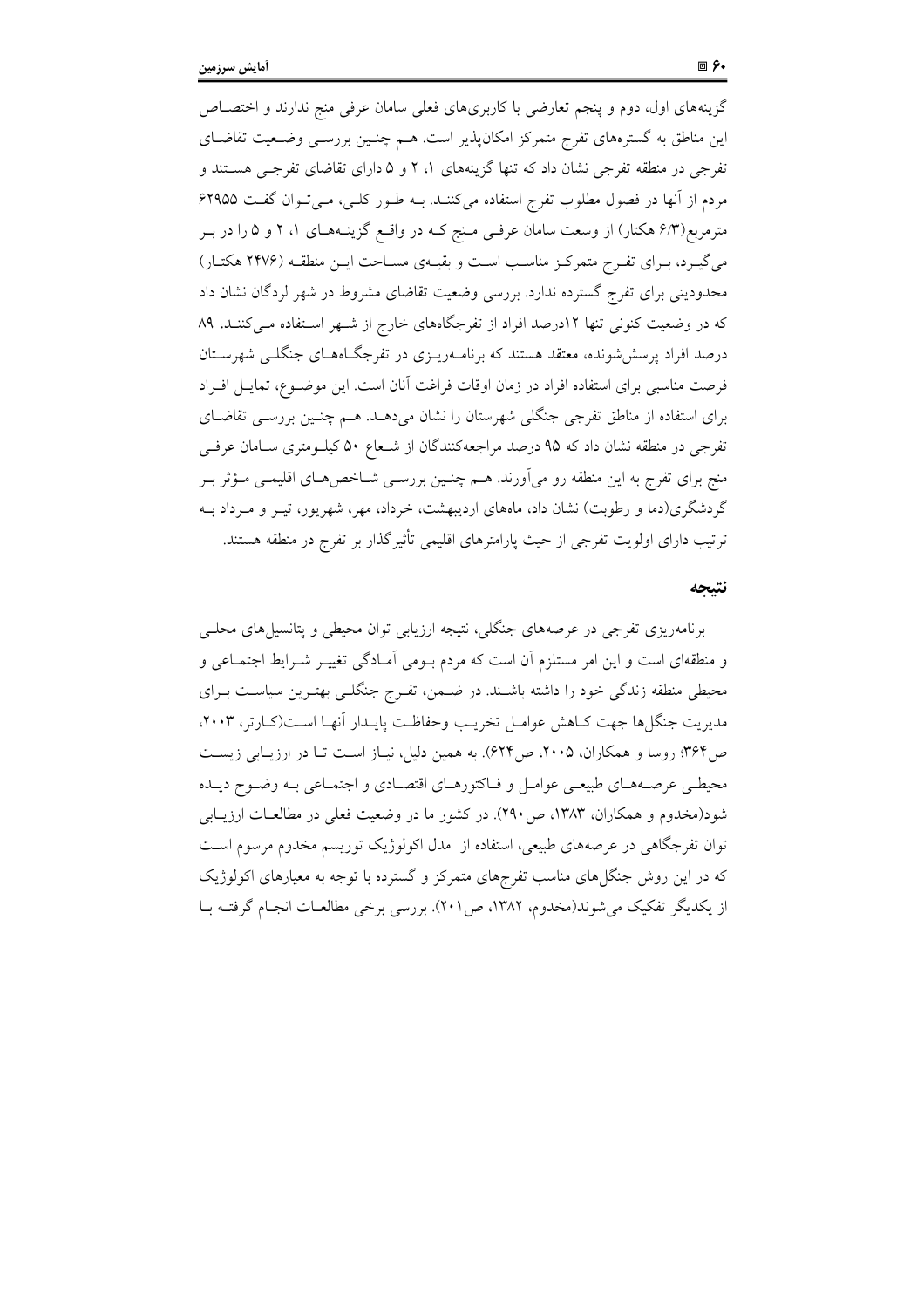گزینه‌های اول، دوم و پنجم تعارضی با کاربری‌های فعلی سامان عرفی منج ندارند و اختصاص این مناطق به گستره‌های تفرج متمرکز امکان‌پذیر است. هم چنین بررسی وضعیت تقاضای تفرجی در منطقه تفرجی نشان داد که تنها گزینه‌های ۱، ۲ و ۵ دارای تقاضای تفرجی هستند و مردم از آنها در فصول مطلوب تفرج استفاده می‌کنند. به طور کلی، می‌توان گفت ۶۲۹۵۵ مترمربع(۶/۳ هکتار) از وسعت سامان عرفی منج که در واقع گزینه‌های ۱، ۲ و ۵ را در بر می‌گیرد، برای تفرج متمرکز مناسب است و بقیه‌ی مساحت این منطقه (۲۴۷۶ هکتار) محدودیتی برای تفرج گسترده ندارد. بررسی وضعیت تقاضای مشروط در شهر لردگان نشان داد که در وضعیت کنونی تنها ۱۲درصد افراد از تفرجگاه‌های خارج از شهر استفاده می‌کنند، ۸۹ درصد افراد پرسش‌شونده، معتقد هستند که برنامه‌ریزی در تفرجگاه‌های جنگلی شهرستان فرصت مناسبی برای استفاده افراد در زمان اوقات فراغت آنان است. این موضوع، تمایل افراد برای استفاده از مناطق تفرجی جنگلی شهرستان را نشان می‌دهد. هم چنین بررسی تقاضای تفرجی در منطقه نشان داد که ۹۵ درصد مراجعه‌کنندگان از شعاع ۵۰ کیلومتری سامان عرفی منج برای تفرج به این منطقه رو می‌آورند. هم چنین بررسی شاخص‌های اقلیمی مؤثر بر گردشگری(دما و رطوبت) نشان داد، ماه‌های اردیبهشت، خرداد، مهر، شهریور، تیر و مرداد به ترتیب دارای اولویت تفرجی از حیث پارامترهای اقلیمی تأثیرگذار بر تفرج در منطقه هستند.

## نتیجه

برنامه‌ریزی تفرجی در عرصه‌های جنگلی، نتیجه ارزیابی توان محیطی و پتانسیل‌های محلی و منطقه‌ای است و این امر مستلزم آن است که مردم بومی آمادگی تغییر شرایط اجتماعی و محیطی منطقه زندگی خود را داشته باشند. در ضمن، تفرج جنگلی بهترین سیاست برای مدیریت جنگل‌ها جهت کاهش عوامل تخریب وحفاظت پایدار آنها است(کارتر، ۲۰۰۳، ص۳۶۴؛ روسا و همکاران، ۲۰۰۵، ص۶۲۴). به همین دلیل، نیاز است تا در ارزیابی زیست محیطی عرصه‌های طبیعی عوامل و فاکتورهای اقتصادی و اجتماعی به وضوح دیده شود(مخدوم و همکاران، ۱۳۸۳، ص۲۹۰). در کشور ما در وضعیت فعلی در مطالعات ارزیابی توان تفرجگاهی در عرصه‌های طبیعی، استفاده از مدل اکولوژیک توریسم مخدوم مرسوم است که در این روش جنگل‌های مناسب تفرج‌های متمرکز و گسترده با توجه به معیارهای اکولوژیک از یکدیگر تفکیک می‌شوند(مخدوم، ۱۳۸۲، ص۲۰۱). بررسی برخی مطالعات انجام گرفته با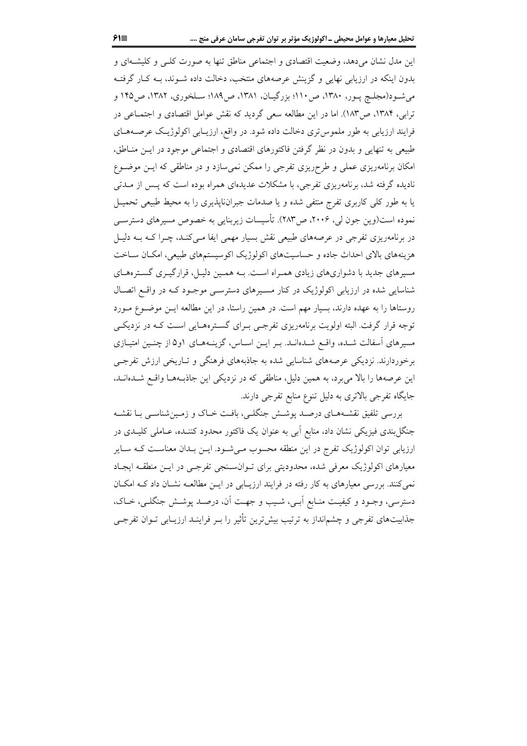این مدل نشان می‌دهد، وضعیت اقتصادی و اجتماعی مناطق تنها به صورت کلی و کلیشه‌ای و بدون اینکه در ارزیابی نهایی و گزینش عرصه‌های منتخب، دخالت داده شوند، به کار گرفته می‌شود(مجلج پور، ۱۳۸۰، ص۱۱۰؛ بزرگیان، ۱۳۸۱، ص۱۸۹؛ سلخوری، ۱۳۸۲، ص۱۴۵ و ترابی، ۱۳۸۴، ص۱۸۳). اما در این مطالعه سعی گردید که نقش عوامل اقتصادی و اجتماعی در فرایند ارزیابی به طور ملموس‌تری دخالت داده شود. در واقع، ارزیابی اکولوژیک عرصه‌های طبیعی به تنهایی و بدون در نظر گرفتن فاکتورهای اقتصادی و اجتماعی موجود در این مناطق، امکان برنامه‌ریزی عملی و طرح‌ریزی تفرجی را ممکن نمی‌سازد و در مناطقی که این موضوع نادیده گرفته شد، برنامه‌ریزی تفرجی، با مشکلات عدیده‌ای همراه بوده است که پس از مدتی یا به طور کلی کاربری تفرج منتفی شده و یا صدمات جبران‌ناپذیری را به محیط طبیعی تحمیل نموده است(وین جون لی، ۲۰۰۶، ص۲۸۳). تأسیسات زیربنایی به خصوص مسیرهای دسترسی در برنامه‌ریزی تفرجی در عرصه‌های طبیعی نقش بسیار مهمی ایفا می‌کند، چرا که به دلیل هزینه‌های بالای احداث جاده و حساسیت‌های اکولوژیک اکوسیستم‌های طبیعی، امکان ساخت مسیرهای جدید با دشواری‌های زیادی همراه است. به همین دلیل، قرارگیری گستره‌های شناسایی شده در ارزیابی اکولوژیک در کنار مسیرهای دسترسی موجود که در واقع اتصال روستاها را به عهده دارند، بسیار مهم است. در همین راستا، در این مطالعه این موضوع مورد توجه قرار گرفت. البته اولویت برنامه‌ریزی تفرجی برای گستره‌هایی است که در نزدیکی مسیرهای آسفالت شده، واقع شده‌اند. بر این اساس، گزینه‌های ۱و۵ از چنین امتیازی برخوردارند. نزدیکی عرصه‌های شناسایی شده به جاذبه‌های فرهنگی و تاریخی ارزش تفرجی این عرصه‌ها را بالا می‌برد، به همین دلیل، مناطقی که در نزدیکی این جاذبه‌ها واقع شده‌اند، جایگاه تفرجی بالاتری به دلیل تنوع منابع تفرجی دارند.

بررسی تلفیق نقشه‌های درصد پوشش جنگلی، بافت خاک و زمین‌شناسی با نقشه جنگل‌بندی فیزیکی نشان داد، منابع آبی به عنوان یک فاکتور محدود کننده، عاملی کلیدی در ارزیابی توان اکولوژیک تفرج در این منطقه محسوب می‌شود. این بدان معناست که سایر معیارهای اکولوژیک معرفی شده، محدودیتی برای توان‌سنجی تفرجی در این منطقه ایجاد نمی‌کنند. بررسی معیارهای به کار رفته در فرایند ارزیابی در این مطالعه نشان داد که امکان دسترسی، وجود و کیفیت منابع آبی، شیب و جهت آن، درصد پوشش جنگلی، خاک، جذابیت‌های تفرجی و چشم‌انداز به ترتیب بیش‌ترین تأثیر را بر فرایند ارزیابی توان تفرجی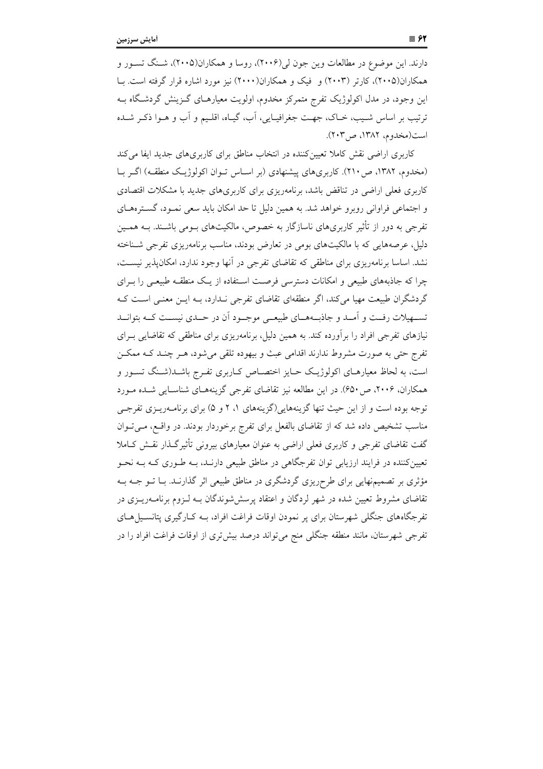دارند. این موضوع در مطالعات وین جون لی(۲۰۰۶)، روسا و همکاران(۲۰۰۵)، شنگ تسور و همکاران(۲۰۰۵)، کارتر (۲۰۰۳) و فیک و همکاران(۲۰۰۰) نیز مورد اشاره قرار گرفته است. با این وجود، در مدل اکولوژیک تفرج متمرکز مخدوم، اولویت معیارهای گزینش گردشگاه به ترتیب بر اساس شیب، خاک، جهت جغرافیایی، آب، گیاه، اقلیم و آب و هوا ذکر شده است(مخدوم، ۱۳۸۲، ص۲۰۳).

کاربری اراضی نقش کاملا تعیین‌کننده در انتخاب مناطق برای کاربری‌های جدید ایفا می‌کند (مخدوم، ۱۳۸۲، ص۲۱۰). کاربری‌های پیشنهادی (بر اساس توان اکولوژیک منطقه) اگر با کاربری فعلی اراضی در تناقض باشد، برنامه‌ریزی برای کاربری‌های جدید با مشکلات اقتصادی و اجتماعی فراوانی روبرو خواهد شد. به همین دلیل تا حد امکان باید سعی نمود، گستره‌های تفرجی به دور از تأثیر کاربری‌های ناسازگار به خصوص، مالکیت‌های بومی باشند. به همین دلیل، عرصه‌هایی که با مالکیت‌های بومی در تعارض بودند، مناسب برنامه‌ریزی تفرجی شناخته نشد. اساسا برنامه‌ریزی برای مناطقی که تقاضای تفرجی در آنها وجود ندارد، امکان‌پذیر نیست، چرا که جاذبه‌های طبیعی و امکانات دسترسی فرصت استفاده از یک منطقه طبیعی را برای گردشگران طبیعت مهیا می‌کند، اگر منطقه‌ای تقاضای تفرجی ندارد، به این معنی است که تسهیلات رفت و آمد و جاذبه‌های طبیعی موجود آن در حدی نیست که بتواند نیازهای تفرجی افراد را برآورده کند. به همین دلیل، برنامه‌ریزی برای مناطقی که تقاضایی برای تفرج حتی به صورت مشروط ندارند اقدامی عبث و بیهوده تلقی می‌شود، هر چند که ممکن است، به لحاظ معیارهای اکولوژیک حایز اختصاص کاربری تفرج باشد(شنگ تسور و همکاران، ۲۰۰۶، ص۶۵۰). در این مطالعه نیز تقاضای تفرجی گزینه‌های شناسایی شده مورد توجه بوده است و از این حیث تنها گزینه‌هایی(گزینه‌های ۱، ۲ و ۵) برای برنامه‌ریزی تفرجی مناسب تشخیص داده شد که از تقاضای بالفعل برای تفرج برخوردار بودند. در واقع، می‌توان گفت تقاضای تفرجی و کاربری فعلی اراضی به عنوان معیارهای بیرونی تأثیرگذار نقش کاملا تعیین‌کننده در فرایند ارزیابی توان تفرجگاهی در مناطق طبیعی دارند، به طوری که به نحو مؤثری بر تصمیم‌نهایی برای طرح‌ریزی گردشگری در مناطق طبیعی اثر گذارند. با تو جه به تقاضای مشروط تعیین شده در شهر لردگان و اعتقاد پرسش‌شوندگان به لزوم برنامه‌ریزی در تفرجگاه‌های جنگلی شهرستان برای پر نمودن اوقات فراغت افراد، به کارگیری پتانسیل‌های تفرجی شهرستان، مانند منطقه جنگلی منج می‌تواند درصد بیش‌تری از اوقات فراغت افراد را در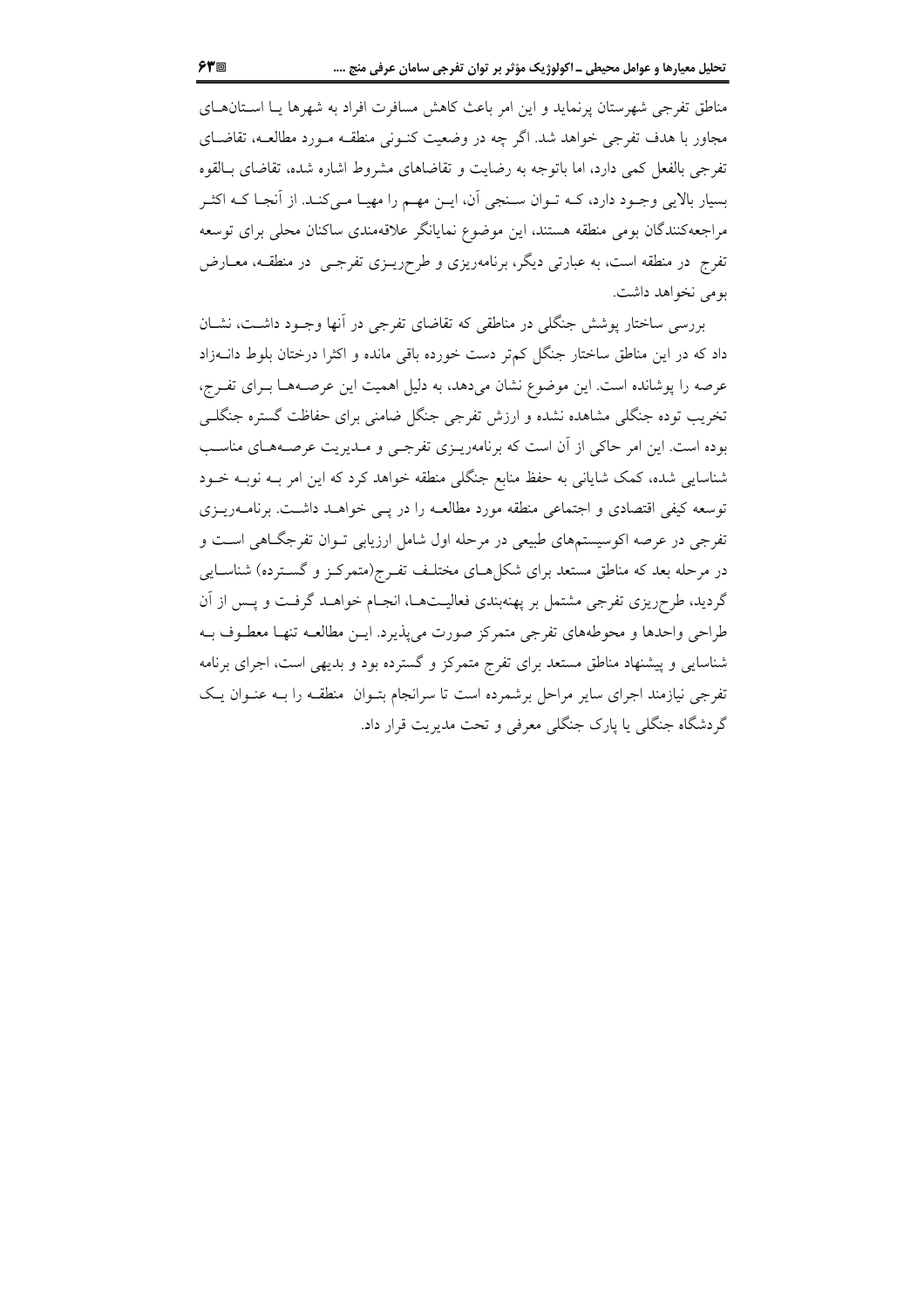مناطق تفرجی شهرستان پرنماید و این امر باعث کاهش مسافرت افراد به شهرها یا استان‌های مجاور با هدف تفرجی خواهد شد. اگر چه در وضعیت کنونی منطقه مورد مطالعه، تقاضای تفرجی بالفعل کمی دارد، اما باتوجه به رضایت و تقاضاهای مشروط اشاره شده، تقاضای بالقوه بسیار بالایی وجود دارد، که توان سنجی آن، این مهم را مهیا می‌کند. از آنجا که اکثر مراجعه‌کنندگان بومی منطقه هستند، این موضوع نمایانگر علاقه‌مندی ساکنان محلی برای توسعه تفرج در منطقه است، به عبارتی دیگر، برنامه‌ریزی و طرح‌ریزی تفرجی در منطقه، معارض بومی نخواهد داشت.

بررسی ساختار پوشش جنگلی در مناطقی که تقاضای تفرجی در آنها وجود داشت، نشان داد که در این مناطق ساختار جنگل کم‌تر دست خورده باقی مانده و اکثرا درختان بلوط دانه‌زاد عرصه را پوشانده است. این موضوع نشان می‌دهد، به دلیل اهمیت این عرصه‌ها برای تفرج، تخریب توده جنگلی مشاهده نشده و ارزش تفرجی جنگل ضامنی برای حفاظت گستره جنگلی بوده است. این امر حاکی از آن است که برنامه‌ریزی تفرجی و مدیریت عرصه‌های مناسب شناسایی شده، کمک شایانی به حفظ منابع جنگلی منطقه خواهد کرد که این امر به نوبه خود توسعه کیفی اقتصادی و اجتماعی منطقه مورد مطالعه را در پی خواهد داشت. برنامه‌ریزی تفرجی در عرصه اکوسیستم‌های طبیعی در مرحله اول شامل ارزیابی توان تفرجگاهی است و در مرحله بعد که مناطق مستعد برای شکل‌های مختلف تفرج(متمرکز و گسترده) شناسایی گردید، طرح‌ریزی تفرجی مشتمل بر پهنه‌بندی فعالیت‌ها، انجام خواهد گرفت و پس از آن طراحی واحدها و محوطه‌های تفرجی متمرکز صورت می‌پذیرد. این مطالعه تنها معطوف به شناسایی و پیشنهاد مناطق مستعد برای تفرج متمرکز و گسترده بود و بدیهی است، اجرای برنامه تفرجی نیازمند اجرای سایر مراحل برشمرده است تا سرانجام بتوان منطقه را به عنوان یک گردشگاه جنگلی یا پارک جنگلی معرفی و تحت مدیریت قرار داد.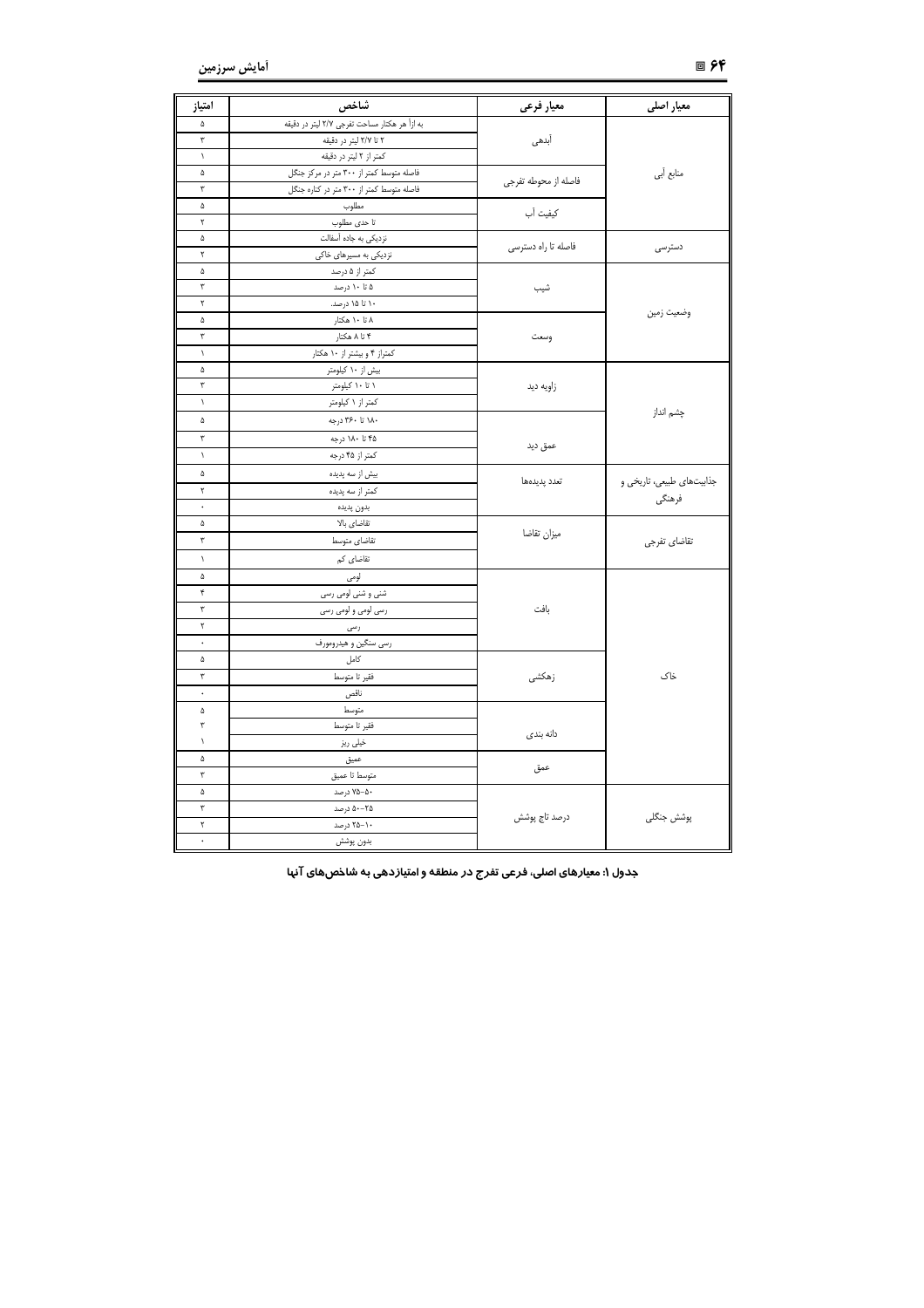| معیار اصلی | معیار فرعی | شاخص | امتیاز |
|---|---|---|---|
| منابع آبی | آبدهی | به ازأ هر هکتار مساحت تفرجی ۲/۷ لیتر در دقیقه | ۵ |
| | | ۲ تا ۲/۷ لیتر در دقیقه | ۳ |
| | | کمتر از ۲ لیتر در دقیقه | ۱ |
| | فاصله از محوطه تفرجی | فاصله متوسط کمتر از ۳۰۰ متر در مرکز جنگل | ۵ |
| | | فاصله متوسط کمتر از ۳۰۰ متر در کناره جنگل | ۳ |
| | کیفیت آب | مطلوب | ۵ |
| | | تا حدی مطلوب | ۲ |
| دسترسی | فاصله تا راه دسترسی | نزدیکی به جاده آسفالت | ۵ |
| | | نزدیکی به مسیرهای خاکی | ۲ |
| وضعیت زمین | شیب | کمتر از ۵ درصد | ۵ |
| | | ۵ تا ۱۰ درصد | ۳ |
| | | ۱۰ تا ۱۵ درصد. | ۲ |
| | وسعت | ۸ تا ۱۰ هکتار | ۵ |
| | | ۴ تا ۸ هکتار | ۳ |
| | | کمتراز ۴ و بیشتر از ۱۰ هکتار | ۱ |
| چشم انداز | زاویه دید | بیش از ۱۰ کیلومتر | ۵ |
| | | ۱ تا ۱۰ کیلومتر | ۳ |
| | | کمتر از ۱ کیلومتر | ۱ |
| | عمق دید | ۱۸۰ تا ۳۶۰ درجه | ۵ |
| | | ۴۵ تا ۱۸۰ درجه | ۳ |
| | | کمتر از ۴۵ درجه | ۱ |
| جذابیت‌های طبیعی، تاریخی و فرهنگی | تعدد پدیده‌ها | بیش از سه پدیده | ۵ |
| | | کمتر از سه پدیده | ۲ |
| | | بدون پدیده | ۰ |
| تقاضای تفرجی | میزان تقاضا | تقاضای بالا | ۵ |
| | | تقاضای متوسط | ۳ |
| | | تقاضای کم | ۱ |
| خاک | بافت | لومی | ۵ |
| | | شنی و شنی لومی رسی | ۴ |
| | | رسی لومی و لومی رسی | ۳ |
| | | رسی | ۲ |
| | | رسی سنگین و هیدرومورف | ۰ |
| | زهکشی | کامل | ۵ |
| | | فقیر تا متوسط | ۳ |
| | | ناقص | ۰ |
| | دانه بندی | متوسط | ۵ |
| | | فقیر تا متوسط | ۳ |
| | | خیلی ریز | ۱ |
| | عمق | عمیق | ۵ |
| | | متوسط تا عمیق | ۳ |
| پوشش جنگلی | درصد تاج پوشش | ۵۰-۷۵ درصد | ۵ |
| | | ۲۵-۵۰ درصد | ۳ |
| | | ۱۰-۲۵ درصد | ۲ |
| | | بدون پوشش | ۰ |

**جدول ۱: معیارهای اصلی، فرعی تفرج در منطقه و امتیازدهی به شاخص‌های آنها**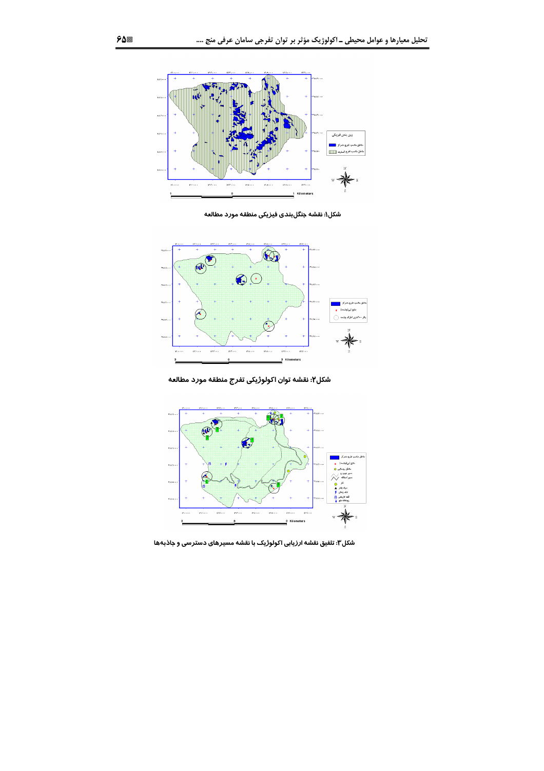شکل۱: نقشه جنگل‌بندی فیزیکی منطقه مورد مطالعه

شکل۲: نقشه توان اکولوژیکی تفرج منطقه مورد مطالعه

شکل۳: تلفیق نقشه ارزیابی اکولوژیک با نقشه مسیرهای دسترسی و جاذبه‌ها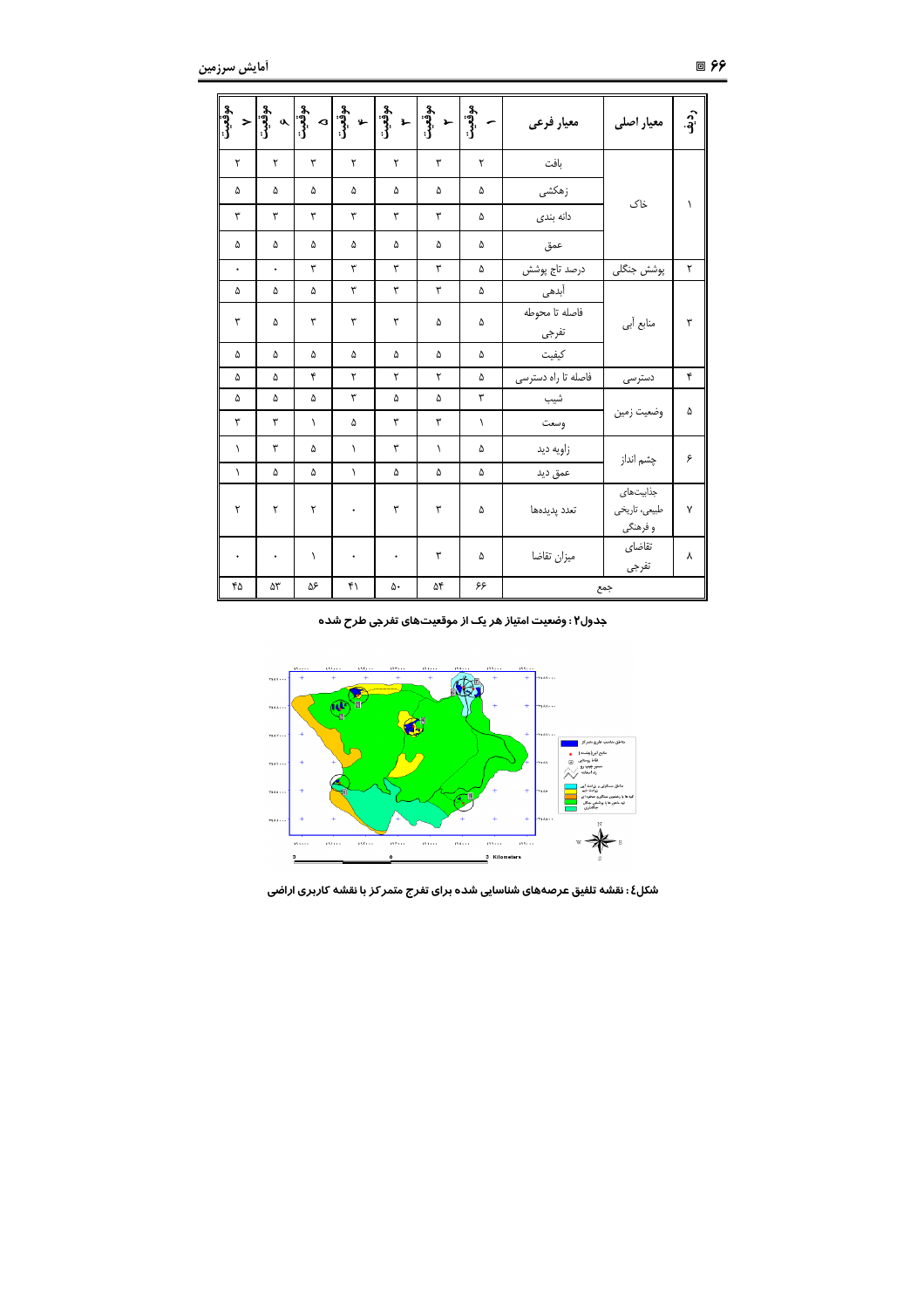| ردیف | معیار اصلی | معیار فرعی | موقعیت ۱ | موقعیت ۲ | موقعیت ۳ | موقعیت ۴ | موقعیت ۵ | موقعیت ۶ | موقعیت ۷ |
|---|---|---|---|---|---|---|---|---|---|
| ۱ | خاک | بافت | ۲ | ۳ | ۲ | ۲ | ۳ | ۲ | ۲ |
| | | زهکشی | ۵ | ۵ | ۵ | ۵ | ۵ | ۵ | ۵ |
| | | دانه بندی | ۵ | ۳ | ۳ | ۳ | ۳ | ۳ | ۳ |
| | | عمق | ۵ | ۵ | ۵ | ۵ | ۵ | ۵ | ۵ |
| ۲ | پوشش جنگلی | درصد تاج پوشش | ۵ | ۳ | ۳ | ۳ | ۳ | ۰ | ۰ |
| ۳ | منابع آبی | آبدهی | ۵ | ۳ | ۳ | ۳ | ۵ | ۵ | ۵ |
| | | فاصله تا محوطه تفرجی | ۵ | ۵ | ۳ | ۳ | ۳ | ۵ | ۳ |
| | | کیفیت | ۵ | ۵ | ۵ | ۵ | ۵ | ۵ | ۵ |
| ۴ | دسترسی | فاصله تا راه دسترسی | ۵ | ۲ | ۲ | ۲ | ۴ | ۵ | ۵ |
| ۵ | وضعیت زمین | شیب | ۳ | ۵ | ۵ | ۳ | ۵ | ۵ | ۵ |
| | | وسعت | ۱ | ۳ | ۳ | ۵ | ۱ | ۳ | ۳ |
| ۶ | چشم انداز | زاویه دید | ۵ | ۱ | ۳ | ۱ | ۵ | ۳ | ۱ |
| | | عمق دید | ۵ | ۵ | ۵ | ۱ | ۵ | ۵ | ۱ |
| ۷ | جذابیت‌های طبیعی، تاریخی و فرهنگی | تعدد پدیده‌ها | ۵ | ۳ | ۳ | ۰ | ۲ | ۲ | ۲ |
| ۸ | تقاضای تفرجی | میزان تقاضا | ۵ | ۳ | ۰ | ۰ | ۱ | ۰ | ۰ |
| | جمع | | ۶۶ | ۵۴ | ۵۰ | ۴۱ | ۵۶ | ۵۳ | ۴۵ |

**جدول۲ : وضعیت امتیاز هر یک از موقعیت‌های تفرجی طرح شده**

**شکل٤ : نقشه تلفیق عرصه‌های شناسایی شده برای تفرج متمرکز با نقشه کاربری اراضی**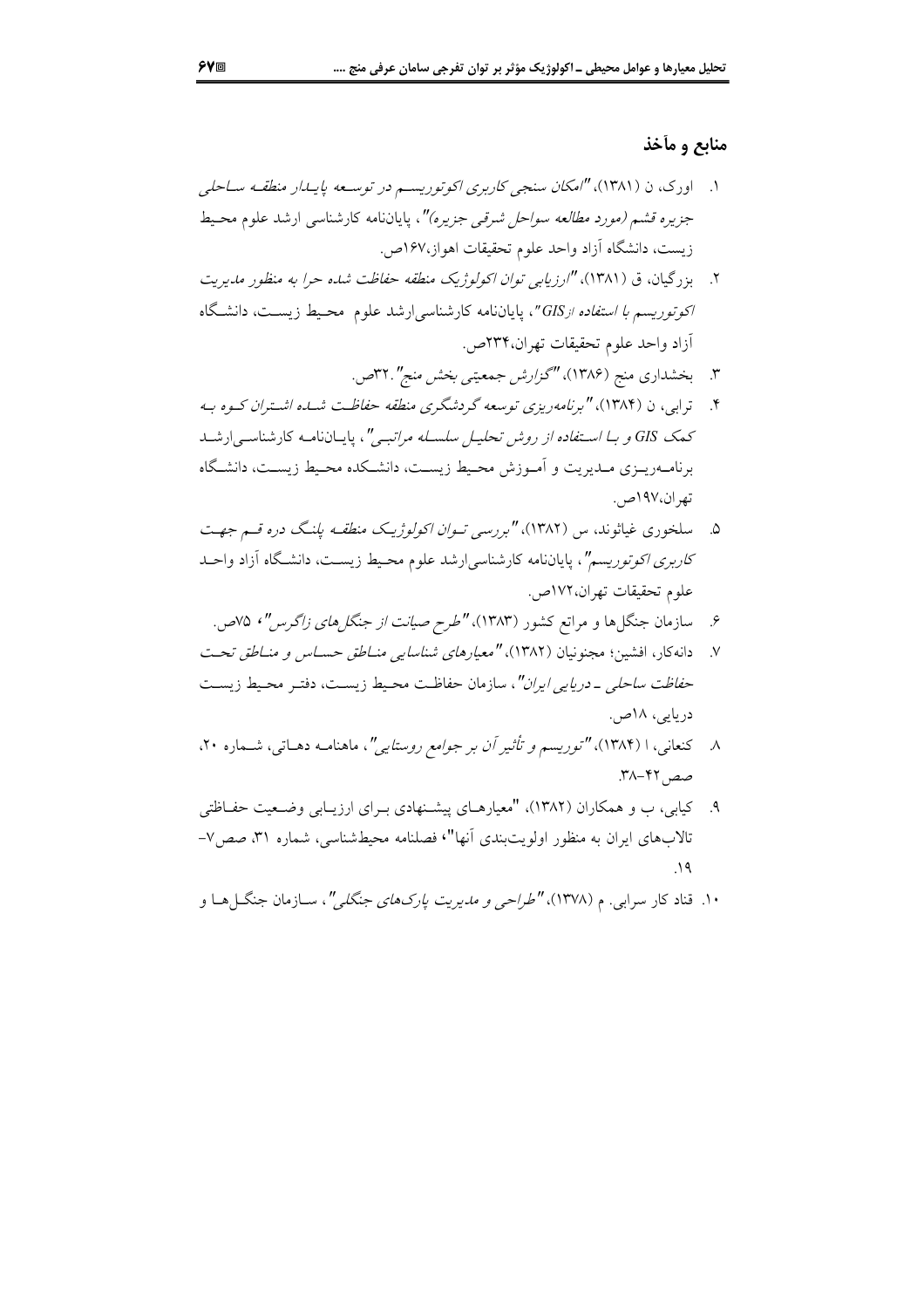## منابع و مآخذ

۱. اورک، ن (۱۳۸۱)، *"امکان سنجی کاربری اکوتوریسم در توسعه پایدار منطقه ساحلی جزیره قشم (مورد مطالعه سواحل شرقی جزیره)"*، پایان‌نامه کارشناسی ارشد علوم محیط زیست، دانشگاه آزاد واحد علوم تحقیقات اهواز،۱۶۷ص.

۲. بزرگیان، ق (۱۳۸۱)، *"ارزیابی توان اکولوژیک منطقه حفاظت شده حرا به منظور مدیریت اکوتوریسم با استفاده ازGIS"*، پایان‌نامه کارشناسی‌ارشد علوم محیط زیست، دانشگاه آزاد واحد علوم تحقیقات تهران،۲۳۴ص.

۳. بخشداری منج (۱۳۸۶)، *"گزارش جمعیتی بخش منج"*.۳۲ص.

۴. ترابی، ن (۱۳۸۴)، *"برنامه‌ریزی توسعه گردشگری منطقه حفاظت شده اشتران کوه به کمک GIS و با استفاده از روش تحلیل سلسله مراتبی"*، پایان‌نامه کارشناسی‌ارشد برنامه‌ریزی مدیریت و آموزش محیط زیست، دانشکده محیط زیست، دانشگاه تهران،۱۹۷ص.

۵. سلخوری غیاثوند، س (۱۳۸۲)، *"بررسی توان اکولوژیک منطقه پلنگ دره قم جهت کاربری اکوتوریسم"*، پایان‌نامه کارشناسی‌ارشد علوم محیط زیست، دانشگاه آزاد واحد علوم تحقیقات تهران،۱۷۲ص.

۶. سازمان جنگل‌ها و مراتع کشور (۱۳۸۳)، *"طرح صیانت از جنگل‌های زاگرس"*، ۷۵ص.

۷. دانه‌کار، افشین؛ مجنونیان (۱۳۸۲)، *"معیارهای شناسایی مناطق حساس و مناطق تحت حفاظت ساحلی ـ دریایی ایران"*، سازمان حفاظت محیط زیست، دفتر محیط زیست دریایی، ۱۸ص.

۸. کنعانی، ا (۱۳۸۴)، *"توریسم و تأثیر آن بر جوامع روستایی"*، ماهنامه دهاتی، شماره ۲۰، صص۴۲-۳۸.

۹. کیابی، ب و همکاران (۱۳۸۲)، "معیارهای پیشنهادی برای ارزیابی وضعیت حفاظتی تالاب‌های ایران به منظور اولویت‌بندی آنها"، فصلنامه محیط‌شناسی، شماره ۳۱، صص۷-۱۹.

۱۰. قناد کار سرابی. م (۱۳۷۸)، *"طراحی و مدیریت پارک‌های جنگلی"*، سازمان جنگل‌ها و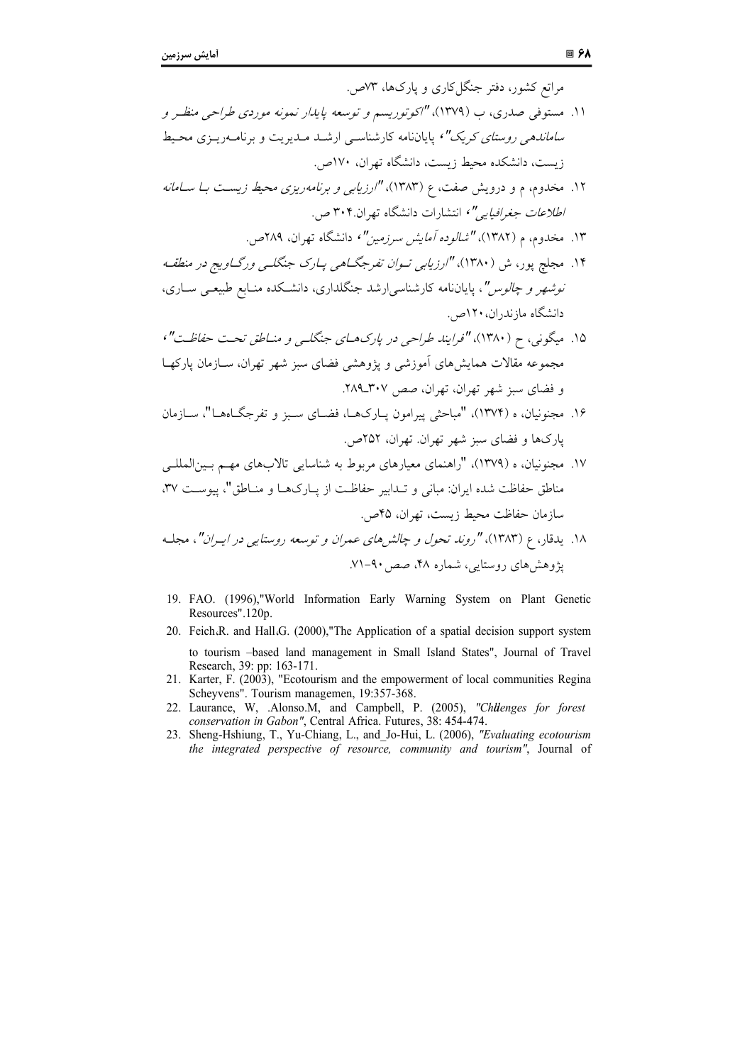مراتع کشور، دفتر جنگل‌کاری و پارک‌ها، ۷۳ص.

۱۱. مستوفی صدری، ب (۱۳۷۹)، *"اکوتوریسم و توسعه پایدار نمونه موردی طراحی منظر و ساماندهی روستای کریک"*، پایان‌نامه کارشناسی ارشد مدیریت و برنامه‌ریزی محیط زیست، دانشکده محیط زیست، دانشگاه تهران، ۱۷۰ص.

۱۲. مخدوم، م و درویش صفت، ع (۱۳۸۳)، *"ارزیابی و برنامه‌ریزی محیط زیست با سامانه اطلاعات جغرافیایی"*، انتشارات دانشگاه تهران.۳۰۴ ص.

۱۳. مخدوم، م (۱۳۸۲)، *"شالوده آمایش سرزمین"*، دانشگاه تهران، ۲۸۹ص.

۱۴. مجلج پور، ش (۱۳۸۰)، *"ارزیابی توان تفرجگاهی پارک جنگلی ورگاویج در منطقه نوشهر و چالوس"*، پایان‌نامه کارشناسی‌ارشد جنگلداری، دانشکده منابع طبیعی ساری، دانشگاه مازندران، ۱۲۰ص.

۱۵. میگونی، ح (۱۳۸۰)، *"فرایند طراحی در پارک‌های جنگلی و مناطق تحت حفاظت"*، مجموعه مقالات همایش‌های آموزشی و پژوهشی فضای سبز شهر تهران، سازمان پارکها و فضای سبز شهر تهران، تهران، صص ۳۰۷ـ۲۸۹.

۱۶. مجنونیان، ه (۱۳۷۴)، "مباحثی پیرامون پارک‌ها، فضای سبز و تفرجگاه‌ها"، سازمان پارک‌ها و فضای سبز شهر تهران. تهران، ۲۵۲ص.

۱۷. مجنونیان، ه (۱۳۷۹)، "راهنمای معیارهای مربوط به شناسایی تالاب‌های مهم بین‌المللی مناطق حفاظت شده ایران: مبانی و تدابیر حفاظت از پارک‌ها و مناطق"، پیوست ۳۷، سازمان حفاظت محیط زیست، تهران، ۴۵ص.

۱۸. یدقار، ع (۱۳۸۳)، *"روند تحول و چالش‌های عمران و توسعه روستایی در ایران"*، مجله پژوهش‌های روستایی، شماره ۴۸، صص ۹۰-۷۱.

19. FAO. (1996),"World Information Early Warning System on Plant Genetic Resources".120p.
20. Feich,R. and Hall,G. (2000),"The Application of a spatial decision support system to tourism –based land management in Small Island States", Journal of Travel Research, 39: pp: 163-171.
21. Karter, F. (2003), "Ecotourism and the empowerment of local communities Regina Scheyvens". Tourism managemen, 19:357-368.
22. Laurance, W, .Alonso.M, and Campbell, P. (2005), *"Chllenges for forest conservation in Gabon"*, Central Africa. Futures, 38: 454-474.
23. Sheng-Hshiung, T., Yu-Chiang, L., and_Jo-Hui, L. (2006), *"Evaluating ecotourism the integrated perspective of resource, community and tourism"*, Journal of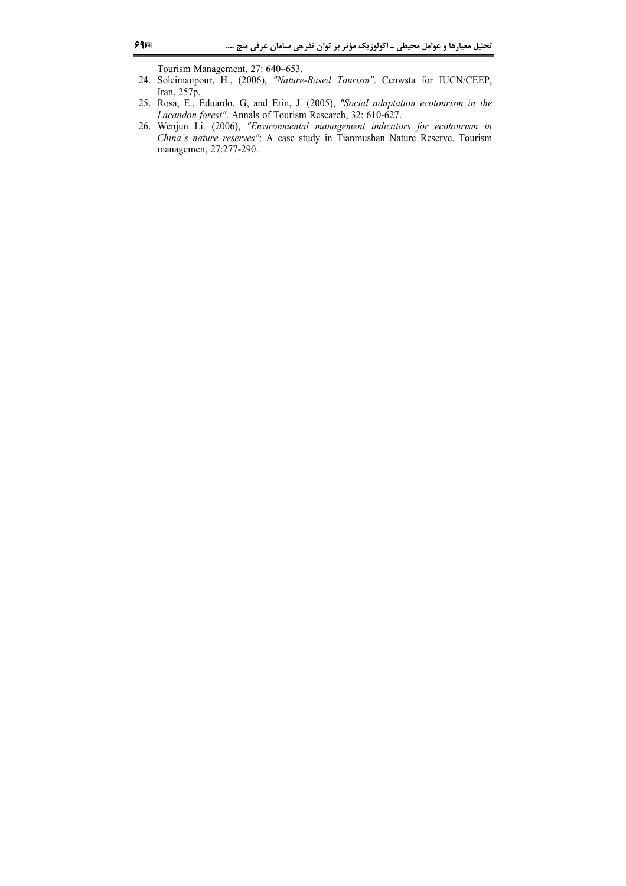Tourism Management, 27: 640–653.

24. Soleimanpour, H., (2006), *"Nature-Based Tourism"*. Cenwsta for IUCN/CEEP, Iran, 257p.
25. Rosa, E., Eduardo. G, and Erin, J. (2005), *"Social adaptation ecotourism in the Lacandon forest"*. Annals of Tourism Research, 32: 610-627.
26. Wenjun Li. (2006), *"Environmental management indicators for ecotourism in China's nature reserves"*: A case study in Tianmushan Nature Reserve. Tourism managemen, 27:277-290.